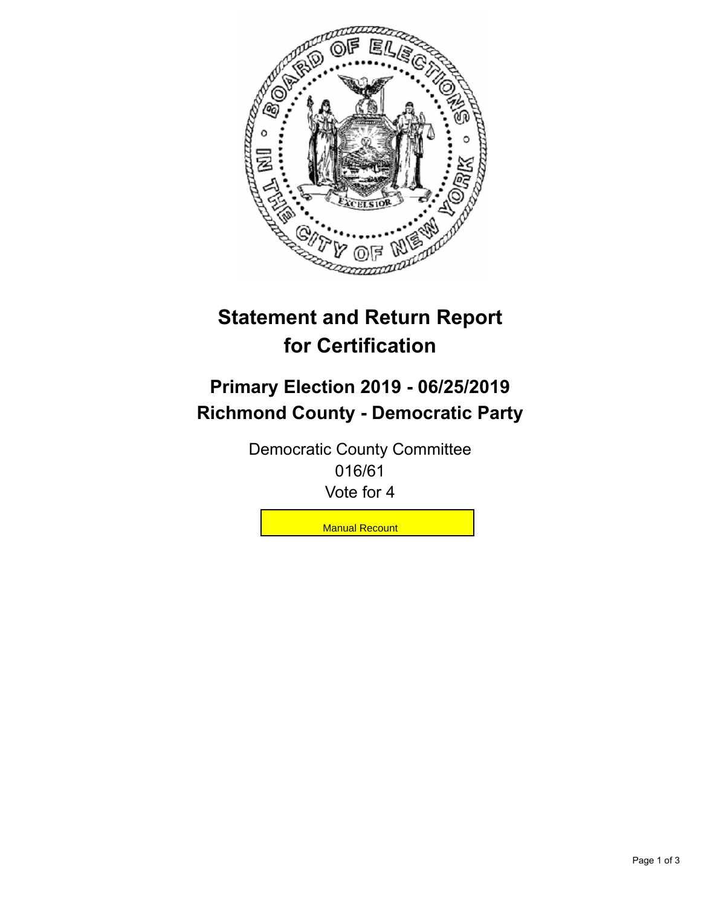# Statement and Return Report for Certification

## Primary Election 2019 - 06/25/2019
## Richmond County - Democratic Party

Democratic County Committee
016/61
Vote for 4

Manual Recount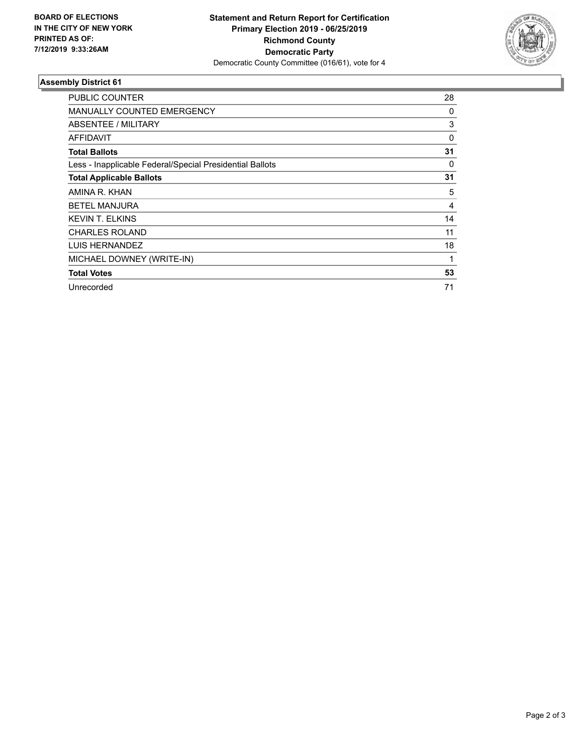**BOARD OF ELECTIONS IN THE CITY OF NEW YORK PRINTED AS OF: 7/12/2019 9:33:26AM**

**Statement and Return Report for Certification**
**Primary Election 2019 - 06/25/2019**
**Richmond County**
**Democratic Party**
Democratic County Committee (016/61), vote for 4

## Assembly District 61

| | |
|---|---|
| PUBLIC COUNTER | 28 |
| MANUALLY COUNTED EMERGENCY | 0 |
| ABSENTEE / MILITARY | 3 |
| AFFIDAVIT | 0 |
| **Total Ballots** | **31** |
| Less - Inapplicable Federal/Special Presidential Ballots | 0 |
| **Total Applicable Ballots** | **31** |
| AMINA R. KHAN | 5 |
| BETEL MANJURA | 4 |
| KEVIN T. ELKINS | 14 |
| CHARLES ROLAND | 11 |
| LUIS HERNANDEZ | 18 |
| MICHAEL DOWNEY (WRITE-IN) | 1 |
| **Total Votes** | **53** |
| Unrecorded | 71 |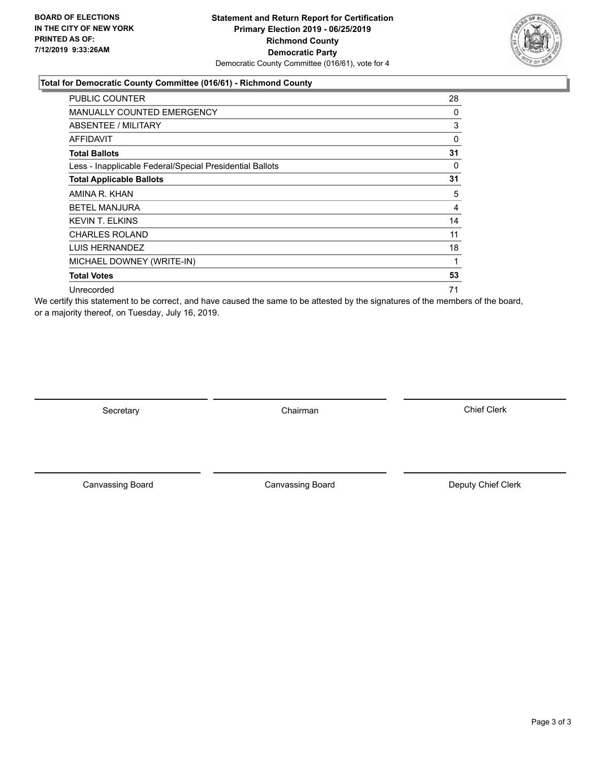**BOARD OF ELECTIONS IN THE CITY OF NEW YORK PRINTED AS OF: 7/12/2019 9:33:26AM**

**Statement and Return Report for Certification Primary Election 2019 - 06/25/2019 Richmond County Democratic Party**
Democratic County Committee (016/61), vote for 4

### Total for Democratic County Committee (016/61) - Richmond County

| | |
|---|---|
| PUBLIC COUNTER | 28 |
| MANUALLY COUNTED EMERGENCY | 0 |
| ABSENTEE / MILITARY | 3 |
| AFFIDAVIT | 0 |
| **Total Ballots** | **31** |
| Less - Inapplicable Federal/Special Presidential Ballots | 0 |
| **Total Applicable Ballots** | **31** |
| AMINA R. KHAN | 5 |
| BETEL MANJURA | 4 |
| KEVIN T. ELKINS | 14 |
| CHARLES ROLAND | 11 |
| LUIS HERNANDEZ | 18 |
| MICHAEL DOWNEY (WRITE-IN) | 1 |
| **Total Votes** | **53** |
| Unrecorded | 71 |

We certify this statement to be correct, and have caused the same to be attested by the signatures of the members of the board, or a majority thereof, on Tuesday, July 16, 2019.

Secretary

Chairman

Chief Clerk

Canvassing Board

Canvassing Board

Deputy Chief Clerk